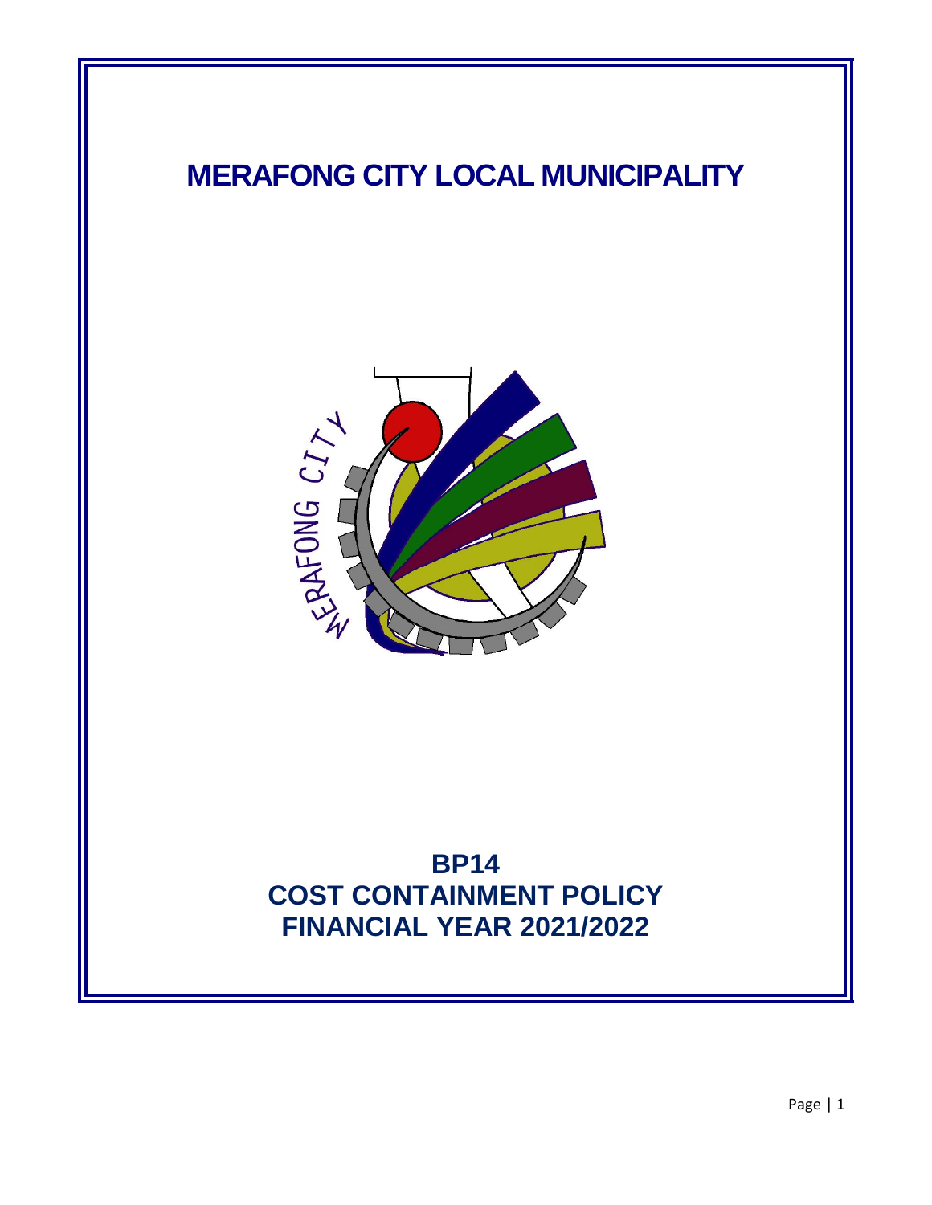# MERAFONG CITY LOCAL MUNICIPALITY

## BP14
## COST CONTAINMENT POLICY
## FINANCIAL YEAR 2021/2022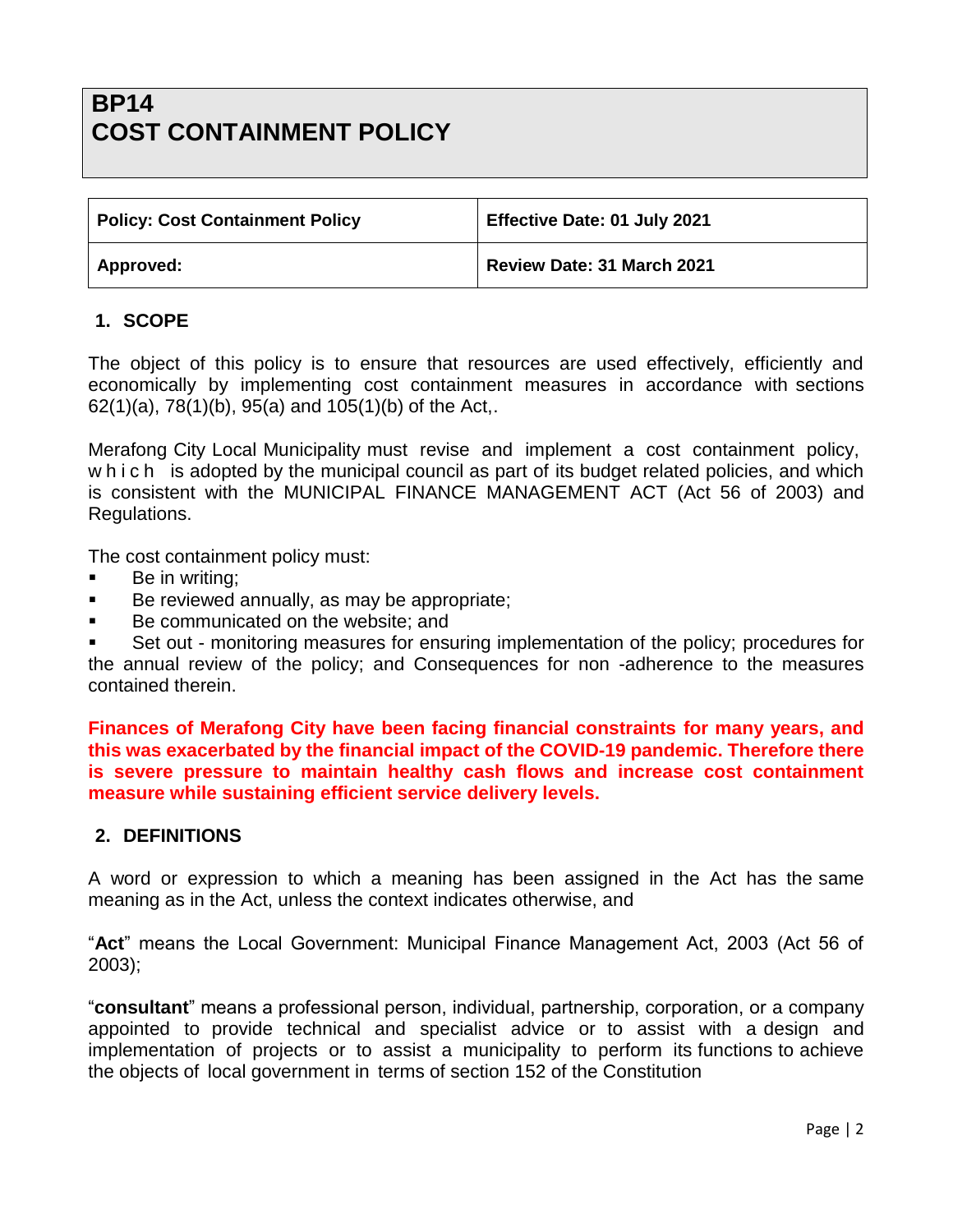# BP14
# COST CONTAINMENT POLICY

| Policy: Cost Containment Policy | Effective Date: 01 July 2021 |
|---|---|
| Approved: | Review Date: 31 March 2021 |

## 1. SCOPE

The object of this policy is to ensure that resources are used effectively, efficiently and economically by implementing cost containment measures in accordance with sections 62(1)(a), 78(1)(b), 95(a) and 105(1)(b) of the Act,.

Merafong City Local Municipality must revise and implement a cost containment policy, which is adopted by the municipal council as part of its budget related policies, and which is consistent with the MUNICIPAL FINANCE MANAGEMENT ACT (Act 56 of 2003) and Regulations.

The cost containment policy must:

- Be in writing;
- Be reviewed annually, as may be appropriate;
- Be communicated on the website; and
- Set out - monitoring measures for ensuring implementation of the policy; procedures for the annual review of the policy; and Consequences for non -adherence to the measures contained therein.

**Finances of Merafong City have been facing financial constraints for many years, and this was exacerbated by the financial impact of the COVID-19 pandemic. Therefore there is severe pressure to maintain healthy cash flows and increase cost containment measure while sustaining efficient service delivery levels.**

## 2. DEFINITIONS

A word or expression to which a meaning has been assigned in the Act has the same meaning as in the Act, unless the context indicates otherwise, and

"**Act**" means the Local Government: Municipal Finance Management Act, 2003 (Act 56 of 2003);

"**consultant**" means a professional person, individual, partnership, corporation, or a company appointed to provide technical and specialist advice or to assist with a design and implementation of projects or to assist a municipality to perform its functions to achieve the objects of local government in terms of section 152 of the Constitution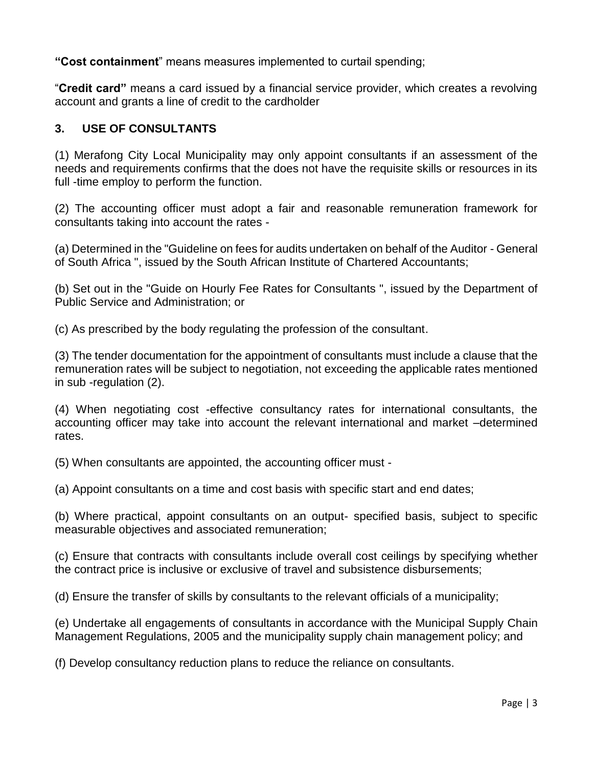**"Cost containment**" means measures implemented to curtail spending;

"**Credit card"** means a card issued by a financial service provider, which creates a revolving account and grants a line of credit to the cardholder

## 3. USE OF CONSULTANTS

(1) Merafong City Local Municipality may only appoint consultants if an assessment of the needs and requirements confirms that the does not have the requisite skills or resources in its full -time employ to perform the function.

(2) The accounting officer must adopt a fair and reasonable remuneration framework for consultants taking into account the rates -

(a) Determined in the "Guideline on fees for audits undertaken on behalf of the Auditor - General of South Africa ", issued by the South African Institute of Chartered Accountants;

(b) Set out in the "Guide on Hourly Fee Rates for Consultants ", issued by the Department of Public Service and Administration; or

(c) As prescribed by the body regulating the profession of the consultant.

(3) The tender documentation for the appointment of consultants must include a clause that the remuneration rates will be subject to negotiation, not exceeding the applicable rates mentioned in sub -regulation (2).

(4) When negotiating cost -effective consultancy rates for international consultants, the accounting officer may take into account the relevant international and market –determined rates.

(5) When consultants are appointed, the accounting officer must -

(a) Appoint consultants on a time and cost basis with specific start and end dates;

(b) Where practical, appoint consultants on an output- specified basis, subject to specific measurable objectives and associated remuneration;

(c) Ensure that contracts with consultants include overall cost ceilings by specifying whether the contract price is inclusive or exclusive of travel and subsistence disbursements;

(d) Ensure the transfer of skills by consultants to the relevant officials of a municipality;

(e) Undertake all engagements of consultants in accordance with the Municipal Supply Chain Management Regulations, 2005 and the municipality supply chain management policy; and

(f) Develop consultancy reduction plans to reduce the reliance on consultants.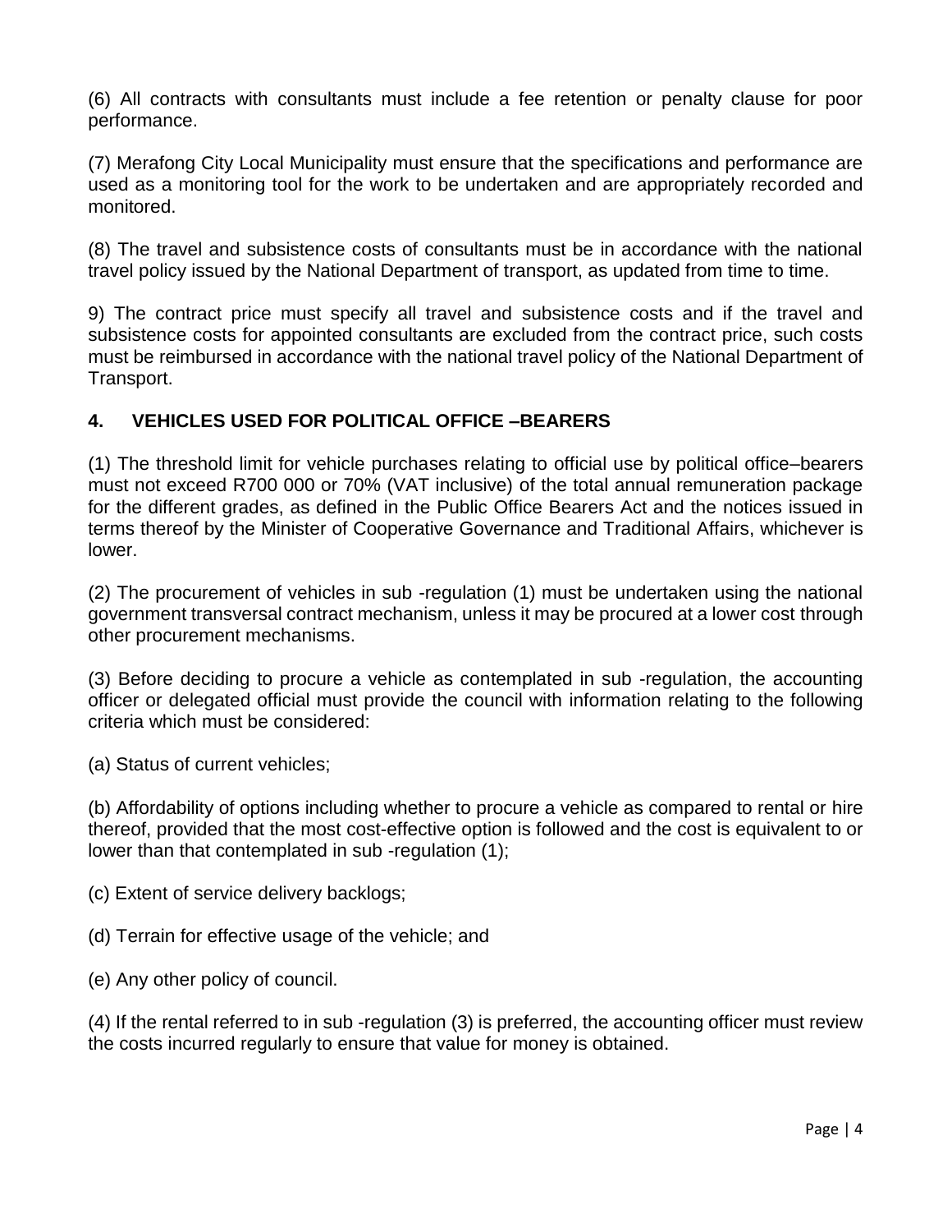(6) All contracts with consultants must include a fee retention or penalty clause for poor performance.

(7) Merafong City Local Municipality must ensure that the specifications and performance are used as a monitoring tool for the work to be undertaken and are appropriately recorded and monitored.

(8) The travel and subsistence costs of consultants must be in accordance with the national travel policy issued by the National Department of transport, as updated from time to time.

9) The contract price must specify all travel and subsistence costs and if the travel and subsistence costs for appointed consultants are excluded from the contract price, such costs must be reimbursed in accordance with the national travel policy of the National Department of Transport.

## 4. VEHICLES USED FOR POLITICAL OFFICE –BEARERS

(1) The threshold limit for vehicle purchases relating to official use by political office–bearers must not exceed R700 000 or 70% (VAT inclusive) of the total annual remuneration package for the different grades, as defined in the Public Office Bearers Act and the notices issued in terms thereof by the Minister of Cooperative Governance and Traditional Affairs, whichever is lower.

(2) The procurement of vehicles in sub -regulation (1) must be undertaken using the national government transversal contract mechanism, unless it may be procured at a lower cost through other procurement mechanisms.

(3) Before deciding to procure a vehicle as contemplated in sub -regulation, the accounting officer or delegated official must provide the council with information relating to the following criteria which must be considered:

(a) Status of current vehicles;

(b) Affordability of options including whether to procure a vehicle as compared to rental or hire thereof, provided that the most cost-effective option is followed and the cost is equivalent to or lower than that contemplated in sub -regulation (1);

(c) Extent of service delivery backlogs;

(d) Terrain for effective usage of the vehicle; and

(e) Any other policy of council.

(4) If the rental referred to in sub -regulation (3) is preferred, the accounting officer must review the costs incurred regularly to ensure that value for money is obtained.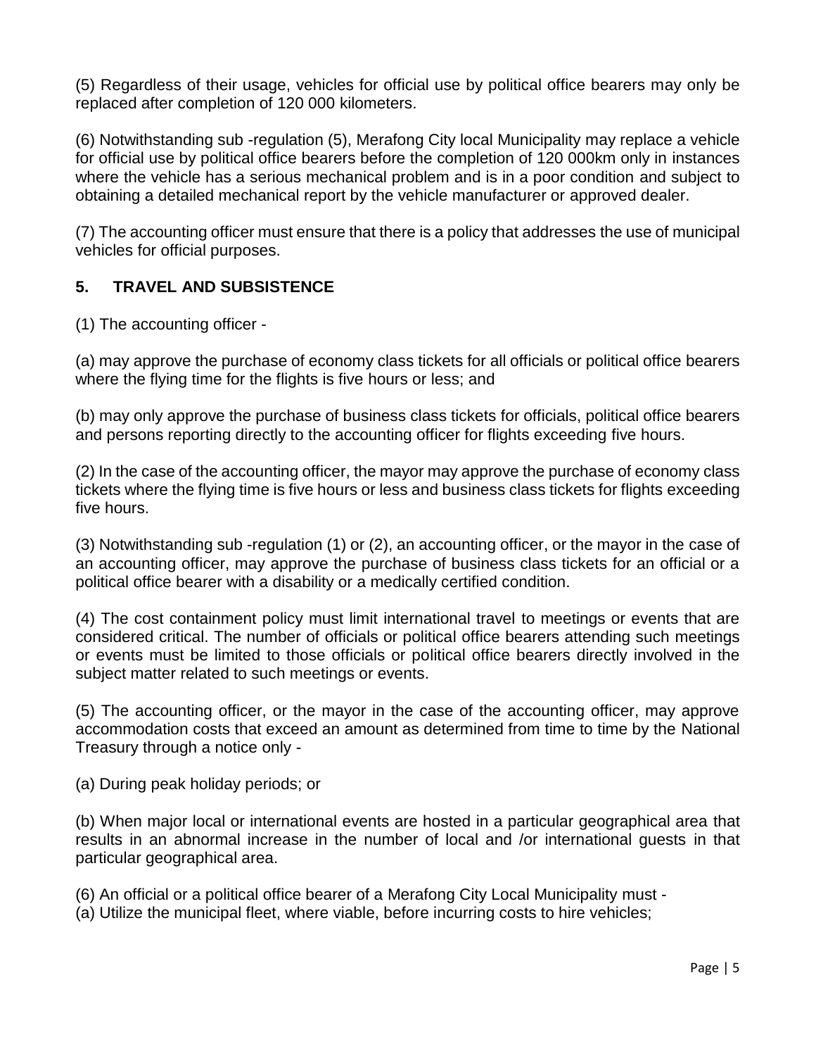(5) Regardless of their usage, vehicles for official use by political office bearers may only be replaced after completion of 120 000 kilometers.

(6) Notwithstanding sub -regulation (5), Merafong City local Municipality may replace a vehicle for official use by political office bearers before the completion of 120 000km only in instances where the vehicle has a serious mechanical problem and is in a poor condition and subject to obtaining a detailed mechanical report by the vehicle manufacturer or approved dealer.

(7) The accounting officer must ensure that there is a policy that addresses the use of municipal vehicles for official purposes.

## 5. TRAVEL AND SUBSISTENCE

(1) The accounting officer -

(a) may approve the purchase of economy class tickets for all officials or political office bearers where the flying time for the flights is five hours or less; and

(b) may only approve the purchase of business class tickets for officials, political office bearers and persons reporting directly to the accounting officer for flights exceeding five hours.

(2) In the case of the accounting officer, the mayor may approve the purchase of economy class tickets where the flying time is five hours or less and business class tickets for flights exceeding five hours.

(3) Notwithstanding sub -regulation (1) or (2), an accounting officer, or the mayor in the case of an accounting officer, may approve the purchase of business class tickets for an official or a political office bearer with a disability or a medically certified condition.

(4) The cost containment policy must limit international travel to meetings or events that are considered critical. The number of officials or political office bearers attending such meetings or events must be limited to those officials or political office bearers directly involved in the subject matter related to such meetings or events.

(5) The accounting officer, or the mayor in the case of the accounting officer, may approve accommodation costs that exceed an amount as determined from time to time by the National Treasury through a notice only -

(a) During peak holiday periods; or

(b) When major local or international events are hosted in a particular geographical area that results in an abnormal increase in the number of local and /or international guests in that particular geographical area.

(6) An official or a political office bearer of a Merafong City Local Municipality must -
(a) Utilize the municipal fleet, where viable, before incurring costs to hire vehicles;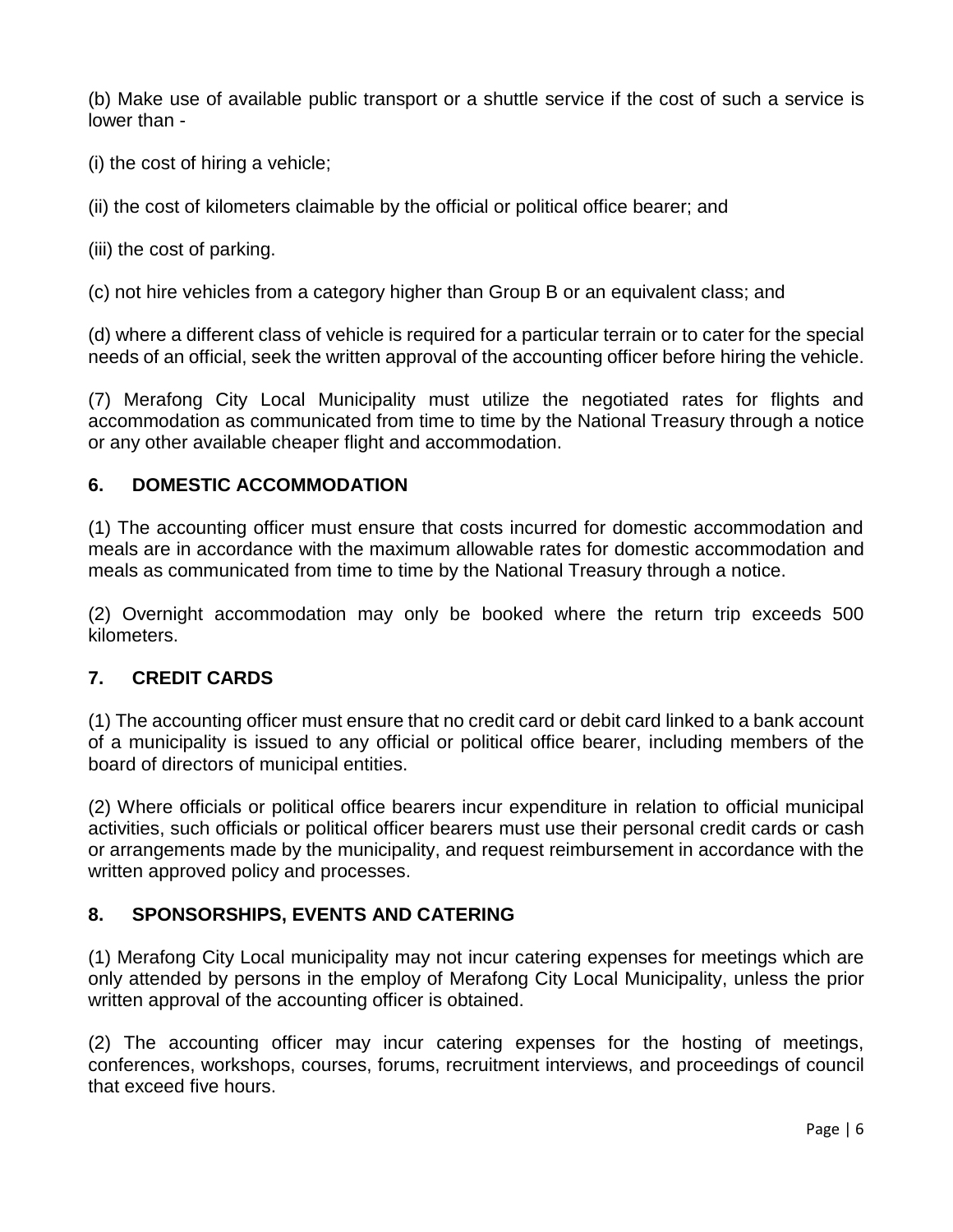(b) Make use of available public transport or a shuttle service if the cost of such a service is lower than -

(i) the cost of hiring a vehicle;

(ii) the cost of kilometers claimable by the official or political office bearer; and

(iii) the cost of parking.

(c) not hire vehicles from a category higher than Group B or an equivalent class; and

(d) where a different class of vehicle is required for a particular terrain or to cater for the special needs of an official, seek the written approval of the accounting officer before hiring the vehicle.

(7) Merafong City Local Municipality must utilize the negotiated rates for flights and accommodation as communicated from time to time by the National Treasury through a notice or any other available cheaper flight and accommodation.

## 6. DOMESTIC ACCOMMODATION

(1) The accounting officer must ensure that costs incurred for domestic accommodation and meals are in accordance with the maximum allowable rates for domestic accommodation and meals as communicated from time to time by the National Treasury through a notice.

(2) Overnight accommodation may only be booked where the return trip exceeds 500 kilometers.

## 7. CREDIT CARDS

(1) The accounting officer must ensure that no credit card or debit card linked to a bank account of a municipality is issued to any official or political office bearer, including members of the board of directors of municipal entities.

(2) Where officials or political office bearers incur expenditure in relation to official municipal activities, such officials or political officer bearers must use their personal credit cards or cash or arrangements made by the municipality, and request reimbursement in accordance with the written approved policy and processes.

## 8. SPONSORSHIPS, EVENTS AND CATERING

(1) Merafong City Local municipality may not incur catering expenses for meetings which are only attended by persons in the employ of Merafong City Local Municipality, unless the prior written approval of the accounting officer is obtained.

(2) The accounting officer may incur catering expenses for the hosting of meetings, conferences, workshops, courses, forums, recruitment interviews, and proceedings of council that exceed five hours.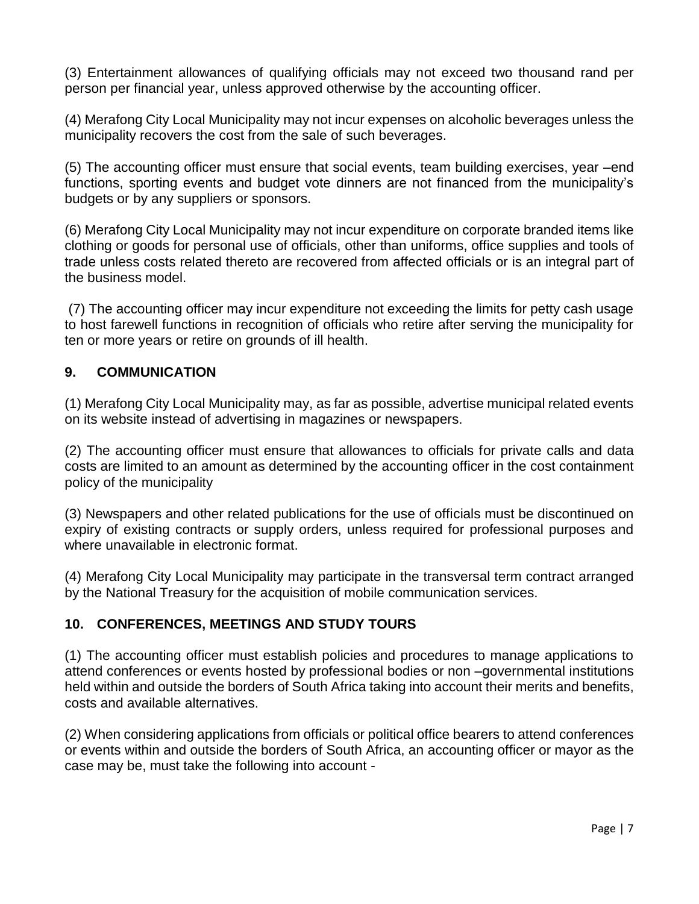(3) Entertainment allowances of qualifying officials may not exceed two thousand rand per person per financial year, unless approved otherwise by the accounting officer.

(4) Merafong City Local Municipality may not incur expenses on alcoholic beverages unless the municipality recovers the cost from the sale of such beverages.

(5) The accounting officer must ensure that social events, team building exercises, year –end functions, sporting events and budget vote dinners are not financed from the municipality's budgets or by any suppliers or sponsors.

(6) Merafong City Local Municipality may not incur expenditure on corporate branded items like clothing or goods for personal use of officials, other than uniforms, office supplies and tools of trade unless costs related thereto are recovered from affected officials or is an integral part of the business model.

(7) The accounting officer may incur expenditure not exceeding the limits for petty cash usage to host farewell functions in recognition of officials who retire after serving the municipality for ten or more years or retire on grounds of ill health.

## 9. COMMUNICATION

(1) Merafong City Local Municipality may, as far as possible, advertise municipal related events on its website instead of advertising in magazines or newspapers.

(2) The accounting officer must ensure that allowances to officials for private calls and data costs are limited to an amount as determined by the accounting officer in the cost containment policy of the municipality

(3) Newspapers and other related publications for the use of officials must be discontinued on expiry of existing contracts or supply orders, unless required for professional purposes and where unavailable in electronic format.

(4) Merafong City Local Municipality may participate in the transversal term contract arranged by the National Treasury for the acquisition of mobile communication services.

## 10. CONFERENCES, MEETINGS AND STUDY TOURS

(1) The accounting officer must establish policies and procedures to manage applications to attend conferences or events hosted by professional bodies or non –governmental institutions held within and outside the borders of South Africa taking into account their merits and benefits, costs and available alternatives.

(2) When considering applications from officials or political office bearers to attend conferences or events within and outside the borders of South Africa, an accounting officer or mayor as the case may be, must take the following into account -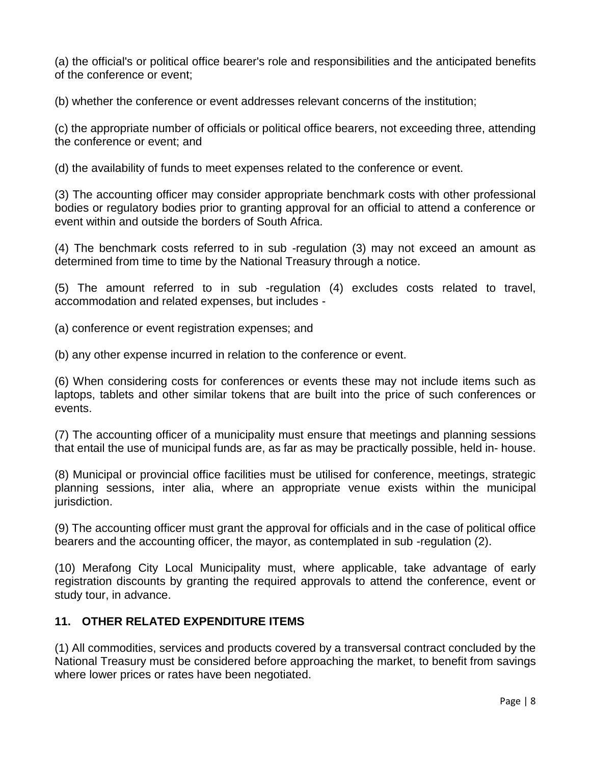(a) the official's or political office bearer's role and responsibilities and the anticipated benefits of the conference or event;

(b) whether the conference or event addresses relevant concerns of the institution;

(c) the appropriate number of officials or political office bearers, not exceeding three, attending the conference or event; and

(d) the availability of funds to meet expenses related to the conference or event.

(3) The accounting officer may consider appropriate benchmark costs with other professional bodies or regulatory bodies prior to granting approval for an official to attend a conference or event within and outside the borders of South Africa.

(4) The benchmark costs referred to in sub -regulation (3) may not exceed an amount as determined from time to time by the National Treasury through a notice.

(5) The amount referred to in sub -regulation (4) excludes costs related to travel, accommodation and related expenses, but includes -

(a) conference or event registration expenses; and

(b) any other expense incurred in relation to the conference or event.

(6) When considering costs for conferences or events these may not include items such as laptops, tablets and other similar tokens that are built into the price of such conferences or events.

(7) The accounting officer of a municipality must ensure that meetings and planning sessions that entail the use of municipal funds are, as far as may be practically possible, held in- house.

(8) Municipal or provincial office facilities must be utilised for conference, meetings, strategic planning sessions, inter alia, where an appropriate venue exists within the municipal jurisdiction.

(9) The accounting officer must grant the approval for officials and in the case of political office bearers and the accounting officer, the mayor, as contemplated in sub -regulation (2).

(10) Merafong City Local Municipality must, where applicable, take advantage of early registration discounts by granting the required approvals to attend the conference, event or study tour, in advance.

## 11. OTHER RELATED EXPENDITURE ITEMS

(1) All commodities, services and products covered by a transversal contract concluded by the National Treasury must be considered before approaching the market, to benefit from savings where lower prices or rates have been negotiated.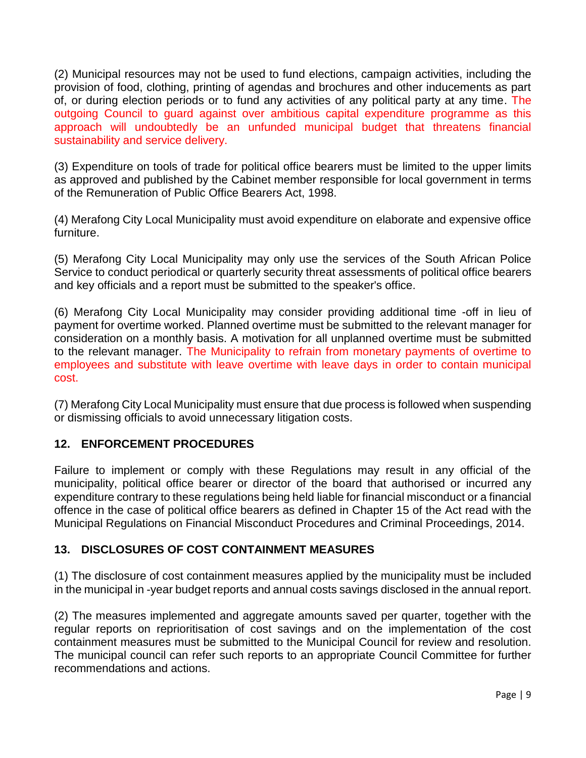(2) Municipal resources may not be used to fund elections, campaign activities, including the provision of food, clothing, printing of agendas and brochures and other inducements as part of, or during election periods or to fund any activities of any political party at any time. The outgoing Council to guard against over ambitious capital expenditure programme as this approach will undoubtedly be an unfunded municipal budget that threatens financial sustainability and service delivery.

(3) Expenditure on tools of trade for political office bearers must be limited to the upper limits as approved and published by the Cabinet member responsible for local government in terms of the Remuneration of Public Office Bearers Act, 1998.

(4) Merafong City Local Municipality must avoid expenditure on elaborate and expensive office furniture.

(5) Merafong City Local Municipality may only use the services of the South African Police Service to conduct periodical or quarterly security threat assessments of political office bearers and key officials and a report must be submitted to the speaker's office.

(6) Merafong City Local Municipality may consider providing additional time -off in lieu of payment for overtime worked. Planned overtime must be submitted to the relevant manager for consideration on a monthly basis. A motivation for all unplanned overtime must be submitted to the relevant manager. The Municipality to refrain from monetary payments of overtime to employees and substitute with leave overtime with leave days in order to contain municipal cost.

(7) Merafong City Local Municipality must ensure that due process is followed when suspending or dismissing officials to avoid unnecessary litigation costs.

## 12. ENFORCEMENT PROCEDURES

Failure to implement or comply with these Regulations may result in any official of the municipality, political office bearer or director of the board that authorised or incurred any expenditure contrary to these regulations being held liable for financial misconduct or a financial offence in the case of political office bearers as defined in Chapter 15 of the Act read with the Municipal Regulations on Financial Misconduct Procedures and Criminal Proceedings, 2014.

## 13. DISCLOSURES OF COST CONTAINMENT MEASURES

(1) The disclosure of cost containment measures applied by the municipality must be included in the municipal in -year budget reports and annual costs savings disclosed in the annual report.

(2) The measures implemented and aggregate amounts saved per quarter, together with the regular reports on reprioritisation of cost savings and on the implementation of the cost containment measures must be submitted to the Municipal Council for review and resolution. The municipal council can refer such reports to an appropriate Council Committee for further recommendations and actions.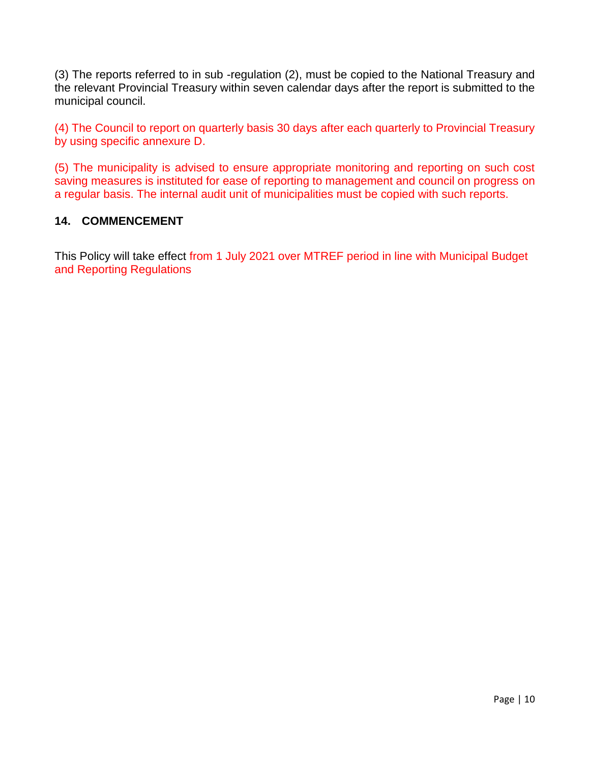(3) The reports referred to in sub -regulation (2), must be copied to the National Treasury and the relevant Provincial Treasury within seven calendar days after the report is submitted to the municipal council.

(4) The Council to report on quarterly basis 30 days after each quarterly to Provincial Treasury by using specific annexure D.

(5) The municipality is advised to ensure appropriate monitoring and reporting on such cost saving measures is instituted for ease of reporting to management and council on progress on a regular basis. The internal audit unit of municipalities must be copied with such reports.

## 14. COMMENCEMENT

This Policy will take effect from 1 July 2021 over MTREF period in line with Municipal Budget and Reporting Regulations